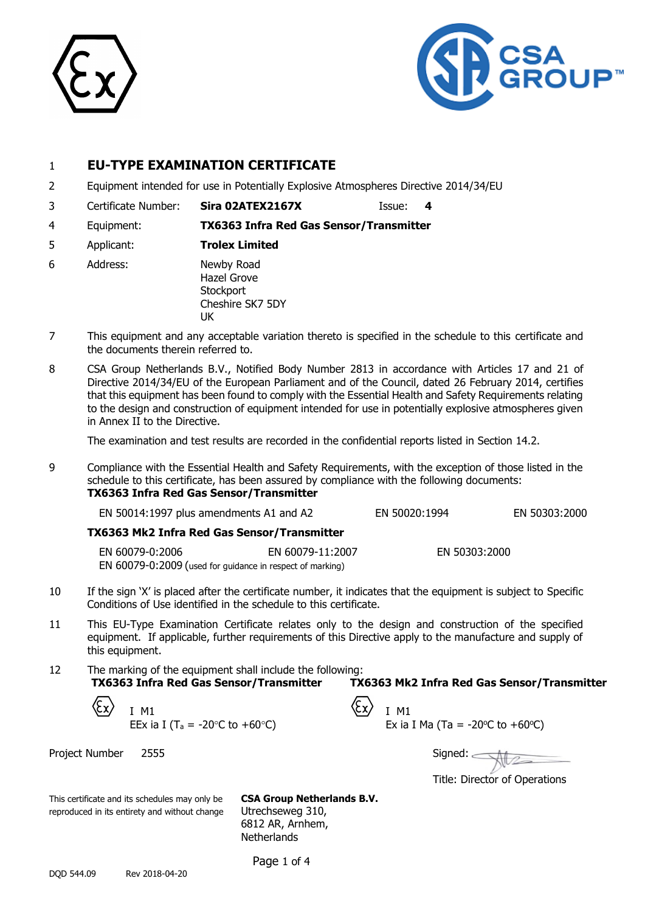# 1 EU-TYPE EXAMINATION CERTIFICATE

2 Equipment intended for use in Potentially Explosive Atmospheres Directive 2014/34/EU

3 Certificate Number: **Sira 02ATEX2167X** Issue: **4**

4 Equipment: **TX6363 Infra Red Gas Sensor/Transmitter**

5 Applicant: **Trolex Limited**

6 Address: Newby Road
Hazel Grove
Stockport
Cheshire SK7 5DY
UK

7 This equipment and any acceptable variation thereto is specified in the schedule to this certificate and the documents therein referred to.

8 CSA Group Netherlands B.V., Notified Body Number 2813 in accordance with Articles 17 and 21 of Directive 2014/34/EU of the European Parliament and of the Council, dated 26 February 2014, certifies that this equipment has been found to comply with the Essential Health and Safety Requirements relating to the design and construction of equipment intended for use in potentially explosive atmospheres given in Annex II to the Directive.

The examination and test results are recorded in the confidential reports listed in Section 14.2.

9 Compliance with the Essential Health and Safety Requirements, with the exception of those listed in the schedule to this certificate, has been assured by compliance with the following documents:

**TX6363 Infra Red Gas Sensor/Transmitter**

EN 50014:1997 plus amendments A1 and A2 EN 50020:1994 EN 50303:2000

**TX6363 Mk2 Infra Red Gas Sensor/Transmitter**

EN 60079-0:2006 EN 60079-11:2007 EN 50303:2000
EN 60079-0:2009 (used for guidance in respect of marking)

10 If the sign 'X' is placed after the certificate number, it indicates that the equipment is subject to Specific Conditions of Use identified in the schedule to this certificate.

11 This EU-Type Examination Certificate relates only to the design and construction of the specified equipment. If applicable, further requirements of this Directive apply to the manufacture and supply of this equipment.

12 The marking of the equipment shall include the following:

| TX6363 Infra Red Gas Sensor/Transmitter | TX6363 Mk2 Infra Red Gas Sensor/Transmitter |
|---|---|
| Ex I M1 | Ex I M1 |
| EEx ia I ($T_a$ = -20°C to +60°C) | Ex ia I Ma (Ta = -20ºC to +60ºC) |

Project Number 2555

Signed:

Title: Director of Operations

This certificate and its schedules may only be reproduced in its entirety and without change

**CSA Group Netherlands B.V.**
Utrechseweg 310,
6812 AR, Arnhem,
Netherlands

DQD 544.09 Rev 2018-04-20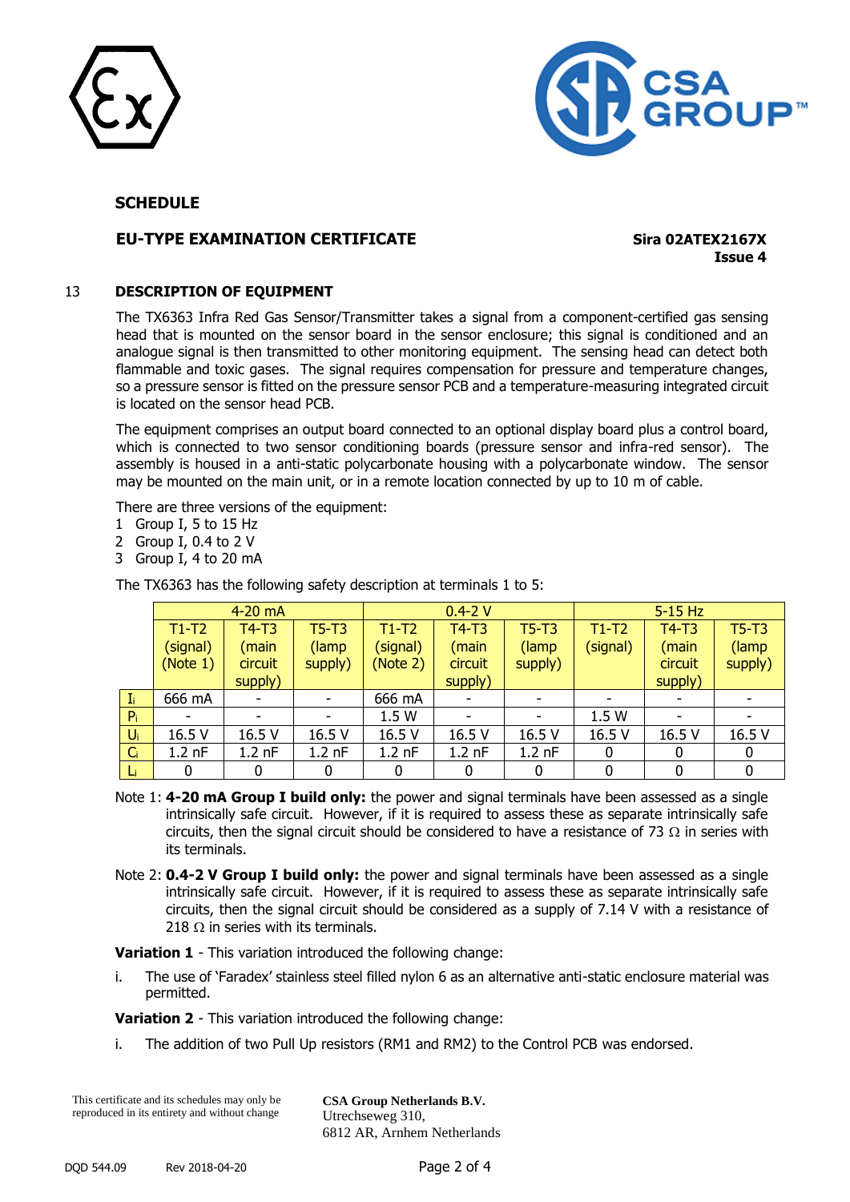**SCHEDULE**

**EU-TYPE EXAMINATION CERTIFICATE** **Sira 02ATEX2167X**
**Issue 4**

## 13 DESCRIPTION OF EQUIPMENT

The TX6363 Infra Red Gas Sensor/Transmitter takes a signal from a component-certified gas sensing head that is mounted on the sensor board in the sensor enclosure; this signal is conditioned and an analogue signal is then transmitted to other monitoring equipment. The sensing head can detect both flammable and toxic gases. The signal requires compensation for pressure and temperature changes, so a pressure sensor is fitted on the pressure sensor PCB and a temperature-measuring integrated circuit is located on the sensor head PCB.

The equipment comprises an output board connected to an optional display board plus a control board, which is connected to two sensor conditioning boards (pressure sensor and infra-red sensor). The assembly is housed in a anti-static polycarbonate housing with a polycarbonate window. The sensor may be mounted on the main unit, or in a remote location connected by up to 10 m of cable.

There are three versions of the equipment:

1 Group I, 5 to 15 Hz
2 Group I, 0.4 to 2 V
3 Group I, 4 to 20 mA

The TX6363 has the following safety description at terminals 1 to 5:

| | 4-20 mA | | | 0.4-2 V | | | 5-15 Hz | | |
|---|---|---|---|---|---|---|---|---|---|
| | T1-T2 (signal) (Note 1) | T4-T3 (main circuit supply) | T5-T3 (lamp supply) | T1-T2 (signal) (Note 2) | T4-T3 (main circuit supply) | T5-T3 (lamp supply) | T1-T2 (signal) | T4-T3 (main circuit supply) | T5-T3 (lamp supply) |
| $I_i$ | 666 mA | - | - | 666 mA | - | - | - | - | - |
| $P_i$ | - | - | - | 1.5 W | - | - | 1.5 W | - | - |
| $U_i$ | 16.5 V | 16.5 V | 16.5 V | 16.5 V | 16.5 V | 16.5 V | 16.5 V | 16.5 V | 16.5 V |
| $C_i$ | 1.2 nF | 1.2 nF | 1.2 nF | 1.2 nF | 1.2 nF | 1.2 nF | 0 | 0 | 0 |
| $L_i$ | 0 | 0 | 0 | 0 | 0 | 0 | 0 | 0 | 0 |

Note 1: **4-20 mA Group I build only:** the power and signal terminals have been assessed as a single intrinsically safe circuit. However, if it is required to assess these as separate intrinsically safe circuits, then the signal circuit should be considered to have a resistance of 73 Ω in series with its terminals.

Note 2: **0.4-2 V Group I build only:** the power and signal terminals have been assessed as a single intrinsically safe circuit. However, if it is required to assess these as separate intrinsically safe circuits, then the signal circuit should be considered as a supply of 7.14 V with a resistance of 218 Ω in series with its terminals.

**Variation 1** - This variation introduced the following change:

i. The use of 'Faradex' stainless steel filled nylon 6 as an alternative anti-static enclosure material was permitted.

**Variation 2** - This variation introduced the following change:

i. The addition of two Pull Up resistors (RM1 and RM2) to the Control PCB was endorsed.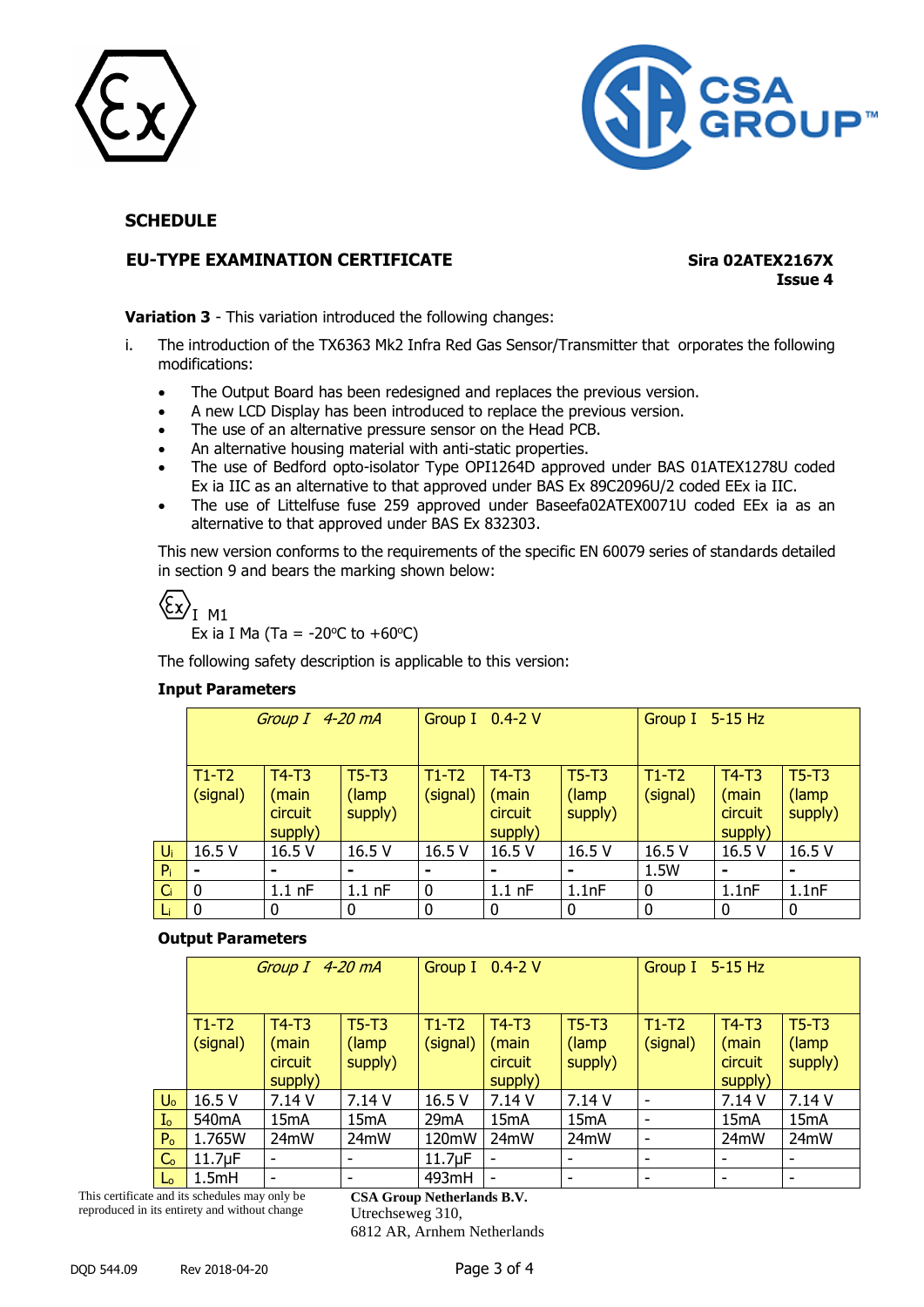## SCHEDULE

**EU-TYPE EXAMINATION CERTIFICATE**

**Sira 02ATEX2167X**
**Issue 4**

**Variation 3** - This variation introduced the following changes:

i. The introduction of the TX6363 Mk2 Infra Red Gas Sensor/Transmitter that orporates the following modifications:

- The Output Board has been redesigned and replaces the previous version.
- A new LCD Display has been introduced to replace the previous version.
- The use of an alternative pressure sensor on the Head PCB.
- An alternative housing material with anti-static properties.
- The use of Bedford opto-isolator Type OPI1264D approved under BAS 01ATEX1278U coded Ex ia IIC as an alternative to that approved under BAS Ex 89C2096U/2 coded EEx ia IIC.
- The use of Littelfuse fuse 259 approved under Baseefa02ATEX0071U coded EEx ia as an alternative to that approved under BAS Ex 832303.

This new version conforms to the requirements of the specific EN 60079 series of standards detailed in section 9 and bears the marking shown below:

Ex I M1
Ex ia I Ma (Ta = -20°C to +60°C)

The following safety description is applicable to this version:

**Input Parameters**

| | *Group I 4-20 mA* | | | Group I 0.4-2 V | | | Group I 5-15 Hz | | |
|---|---|---|---|---|---|---|---|---|---|
| | T1-T2 (signal) | T4-T3 (main circuit supply) | T5-T3 (lamp supply) | T1-T2 (signal) | T4-T3 (main circuit supply) | T5-T3 (lamp supply) | T1-T2 (signal) | T4-T3 (main circuit supply) | T5-T3 (lamp supply) |
| $U_i$ | 16.5 V | 16.5 V | 16.5 V | 16.5 V | 16.5 V | 16.5 V | 16.5 V | 16.5 V | 16.5 V |
| $P_i$ | - | - | - | - | - | - | 1.5W | - | - |
| $C_i$ | 0 | 1.1 nF | 1.1 nF | 0 | 1.1 nF | 1.1nF | 0 | 1.1nF | 1.1nF |
| $L_i$ | 0 | 0 | 0 | 0 | 0 | 0 | 0 | 0 | 0 |

**Output Parameters**

| | *Group I 4-20 mA* | | | Group I 0.4-2 V | | | Group I 5-15 Hz | | |
|---|---|---|---|---|---|---|---|---|---|
| | T1-T2 (signal) | T4-T3 (main circuit supply) | T5-T3 (lamp supply) | T1-T2 (signal) | T4-T3 (main circuit supply) | T5-T3 (lamp supply) | T1-T2 (signal) | T4-T3 (main circuit supply) | T5-T3 (lamp supply) |
| $U_o$ | 16.5 V | 7.14 V | 7.14 V | 16.5 V | 7.14 V | 7.14 V | - | 7.14 V | 7.14 V |
| $I_o$ | 540mA | 15mA | 15mA | 29mA | 15mA | 15mA | - | 15mA | 15mA |
| $P_o$ | 1.765W | 24mW | 24mW | 120mW | 24mW | 24mW | - | 24mW | 24mW |
| $C_o$ | 11.7µF | - | - | 11.7µF | - | - | - | - | - |
| $L_o$ | 1.5mH | - | - | 493mH | - | - | - | - | - |

This certificate and its schedules may only be reproduced in its entirety and without change

**CSA Group Netherlands B.V.**
Utrechseweg 310,
6812 AR, Arnhem Netherlands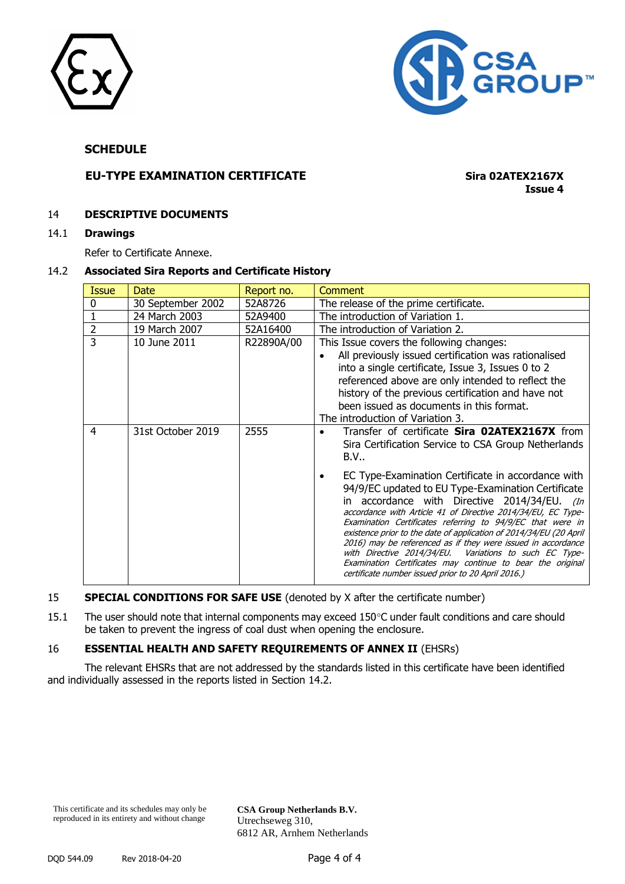## SCHEDULE

### EU-TYPE EXAMINATION CERTIFICATE

**Sira 02ATEX2167X**
**Issue 4**

### 14 DESCRIPTIVE DOCUMENTS

#### 14.1 Drawings

Refer to Certificate Annexe.

#### 14.2 Associated Sira Reports and Certificate History

| Issue | Date | Report no. | Comment |
|---|---|---|---|
| 0 | 30 September 2002 | 52A8726 | The release of the prime certificate. |
| 1 | 24 March 2003 | 52A9400 | The introduction of Variation 1. |
| 2 | 19 March 2007 | 52A16400 | The introduction of Variation 2. |
| 3 | 10 June 2011 | R22890A/00 | This Issue covers the following changes:<br>• All previously issued certification was rationalised into a single certificate, Issue 3, Issues 0 to 2 referenced above are only intended to reflect the history of the previous certification and have not been issued as documents in this format.<br>The introduction of Variation 3. |
| 4 | 31st October 2019 | 2555 | • Transfer of certificate **Sira 02ATEX2167X** from Sira Certification Service to CSA Group Netherlands B.V..<br>• EC Type-Examination Certificate in accordance with 94/9/EC updated to EU Type-Examination Certificate in accordance with Directive 2014/34/EU. *(In accordance with Article 41 of Directive 2014/34/EU, EC Type-Examination Certificates referring to 94/9/EC that were in existence prior to the date of application of 2014/34/EU (20 April 2016) may be referenced as if they were issued in accordance with Directive 2014/34/EU. Variations to such EC Type-Examination Certificates may continue to bear the original certificate number issued prior to 20 April 2016.)* |

### 15 SPECIAL CONDITIONS FOR SAFE USE (denoted by X after the certificate number)

15.1 The user should note that internal components may exceed 150°C under fault conditions and care should be taken to prevent the ingress of coal dust when opening the enclosure.

### 16 ESSENTIAL HEALTH AND SAFETY REQUIREMENTS OF ANNEX II (EHSRs)

The relevant EHSRs that are not addressed by the standards listed in this certificate have been identified and individually assessed in the reports listed in Section 14.2.

This certificate and its schedules may only be reproduced in its entirety and without change

**CSA Group Netherlands B.V.**
Utrechseweg 310,
6812 AR, Arnhem Netherlands

DQD 544.09 Rev 2018-04-20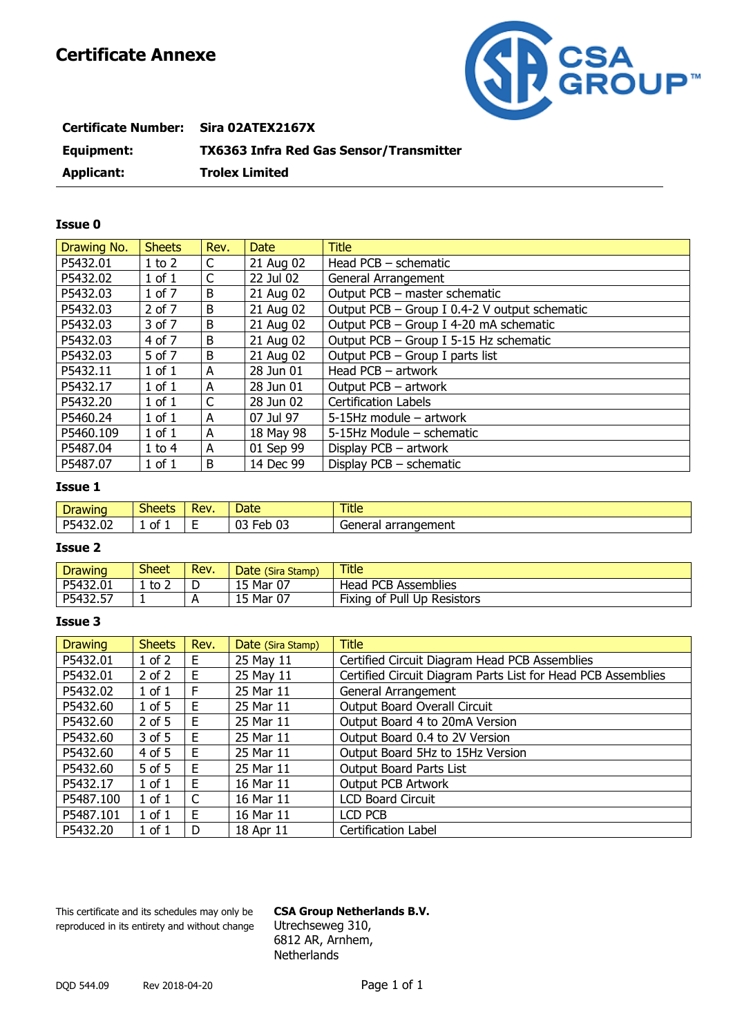# Certificate Annexe

| | |
|---|---|
| **Certificate Number:** | **Sira 02ATEX2167X** |
| **Equipment:** | **TX6363 Infra Red Gas Sensor/Transmitter** |
| **Applicant:** | **Trolex Limited** |

**Issue 0**

| Drawing No. | Sheets | Rev. | Date | Title |
|---|---|---|---|---|
| P5432.01 | 1 to 2 | C | 21 Aug 02 | Head PCB – schematic |
| P5432.02 | 1 of 1 | C | 22 Jul 02 | General Arrangement |
| P5432.03 | 1 of 7 | B | 21 Aug 02 | Output PCB – master schematic |
| P5432.03 | 2 of 7 | B | 21 Aug 02 | Output PCB – Group I 0.4-2 V output schematic |
| P5432.03 | 3 of 7 | B | 21 Aug 02 | Output PCB – Group I 4-20 mA schematic |
| P5432.03 | 4 of 7 | B | 21 Aug 02 | Output PCB – Group I 5-15 Hz schematic |
| P5432.03 | 5 of 7 | B | 21 Aug 02 | Output PCB – Group I parts list |
| P5432.11 | 1 of 1 | A | 28 Jun 01 | Head PCB – artwork |
| P5432.17 | 1 of 1 | A | 28 Jun 01 | Output PCB – artwork |
| P5432.20 | 1 of 1 | C | 28 Jun 02 | Certification Labels |
| P5460.24 | 1 of 1 | A | 07 Jul 97 | 5-15Hz module – artwork |
| P5460.109 | 1 of 1 | A | 18 May 98 | 5-15Hz Module – schematic |
| P5487.04 | 1 to 4 | A | 01 Sep 99 | Display PCB – artwork |
| P5487.07 | 1 of 1 | B | 14 Dec 99 | Display PCB – schematic |

**Issue 1**

| Drawing | Sheets | Rev. | Date | Title |
|---|---|---|---|---|
| P5432.02 | 1 of 1 | E | 03 Feb 03 | General arrangement |

**Issue 2**

| Drawing | Sheet | Rev. | Date (Sira Stamp) | Title |
|---|---|---|---|---|
| P5432.01 | 1 to 2 | D | 15 Mar 07 | Head PCB Assemblies |
| P5432.57 | 1 | A | 15 Mar 07 | Fixing of Pull Up Resistors |

**Issue 3**

| Drawing | Sheets | Rev. | Date (Sira Stamp) | Title |
|---|---|---|---|---|
| P5432.01 | 1 of 2 | E | 25 May 11 | Certified Circuit Diagram Head PCB Assemblies |
| P5432.01 | 2 of 2 | E | 25 May 11 | Certified Circuit Diagram Parts List for Head PCB Assemblies |
| P5432.02 | 1 of 1 | F | 25 Mar 11 | General Arrangement |
| P5432.60 | 1 of 5 | E | 25 Mar 11 | Output Board Overall Circuit |
| P5432.60 | 2 of 5 | E | 25 Mar 11 | Output Board 4 to 20mA Version |
| P5432.60 | 3 of 5 | E | 25 Mar 11 | Output Board 0.4 to 2V Version |
| P5432.60 | 4 of 5 | E | 25 Mar 11 | Output Board 5Hz to 15Hz Version |
| P5432.60 | 5 of 5 | E | 25 Mar 11 | Output Board Parts List |
| P5432.17 | 1 of 1 | E | 16 Mar 11 | Output PCB Artwork |
| P5487.100 | 1 of 1 | C | 16 Mar 11 | LCD Board Circuit |
| P5487.101 | 1 of 1 | E | 16 Mar 11 | LCD PCB |
| P5432.20 | 1 of 1 | D | 18 Apr 11 | Certification Label |

This certificate and its schedules may only be reproduced in its entirety and without change

**CSA Group Netherlands B.V.**
Utrechseweg 310,
6812 AR, Arnhem,
Netherlands

DQD 544.09 Rev 2018-04-20